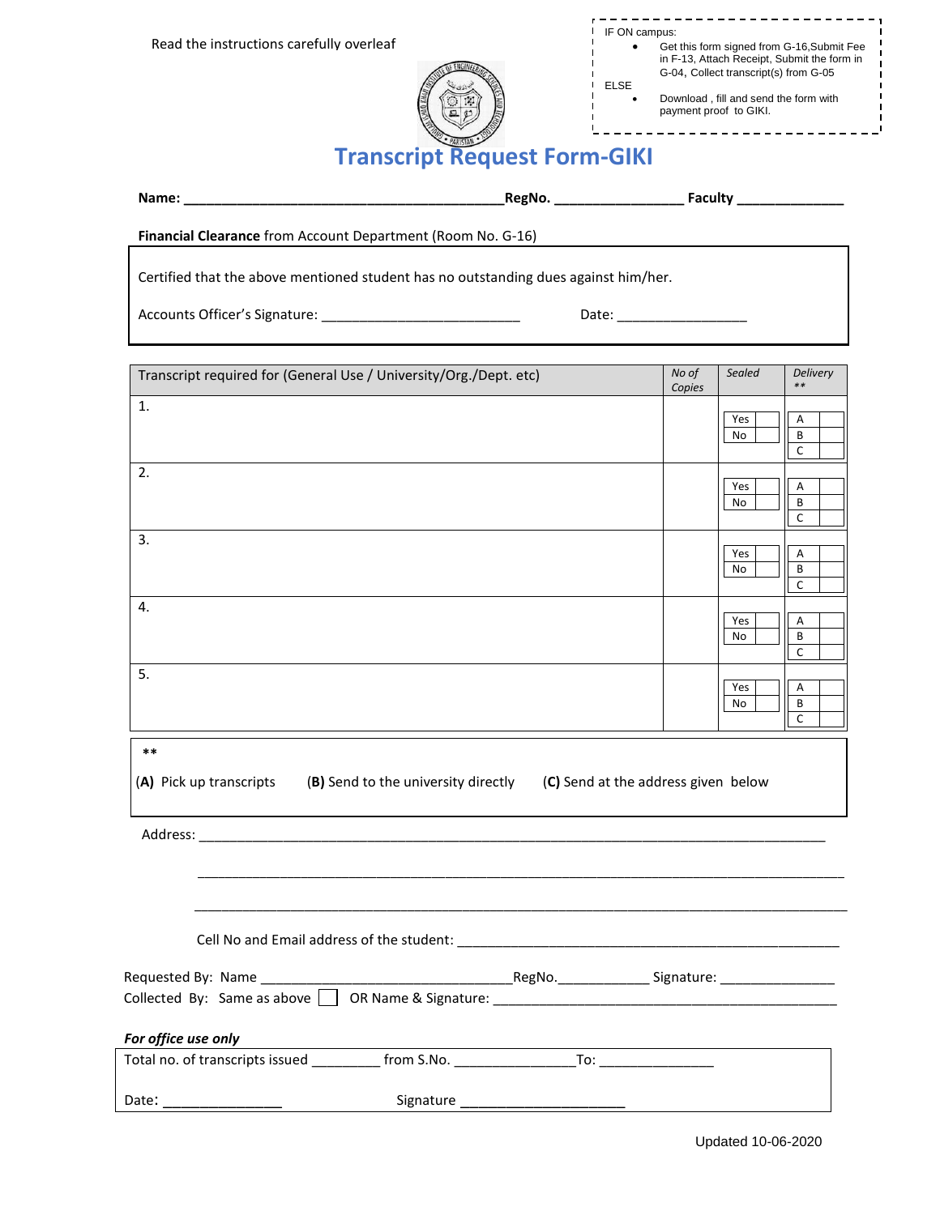Read the instructions carefully overleaf

IF ON campus:

- Get this form signed from G-16, Submit Fee in F-13, Attach Receipt, Submit the form in G-04, Collect transcript(s) from G-05

ELSE

- Download , fill and send the form with payment proof to GIKI.

# Transcript Request Form-GIKI

**Name:** ________________________________________**RegNo.** ________________ **Faculty** ______________

**Financial Clearance** from Account Department (Room No. G-16)

Certified that the above mentioned student has no outstanding dues against him/her.

Accounts Officer's Signature: _________________________ Date: ________________

| Transcript required for (General Use / University/Org./Dept. etc) | *No of Copies* | *Sealed* | *Delivery \*\** |
|---|---|---|---|
| 1. | | Yes / No | A / B / C |
| 2. | | Yes / No | A / B / C |
| 3. | | Yes / No | A / B / C |
| 4. | | Yes / No | A / B / C |
| 5. | | Yes / No | A / B / C |

\*\*

(**A**) Pick up transcripts (**B**) Send to the university directly (**C**) Send at the address given below

Address: ________________________________________________________________________________

________________________________________________________________________________

________________________________________________________________________________

Cell No and Email address of the student: ________________________________________________

Requested By: Name ________________________________RegNo.___________ Signature: ______________

Collected By: Same as above ☐ OR Name & Signature: ____________________________________________

***For office use only***

Total no. of transcripts issued ________ from S.No. _______________To: ______________

Date: _______________ Signature _____________________

Updated 10-06-2020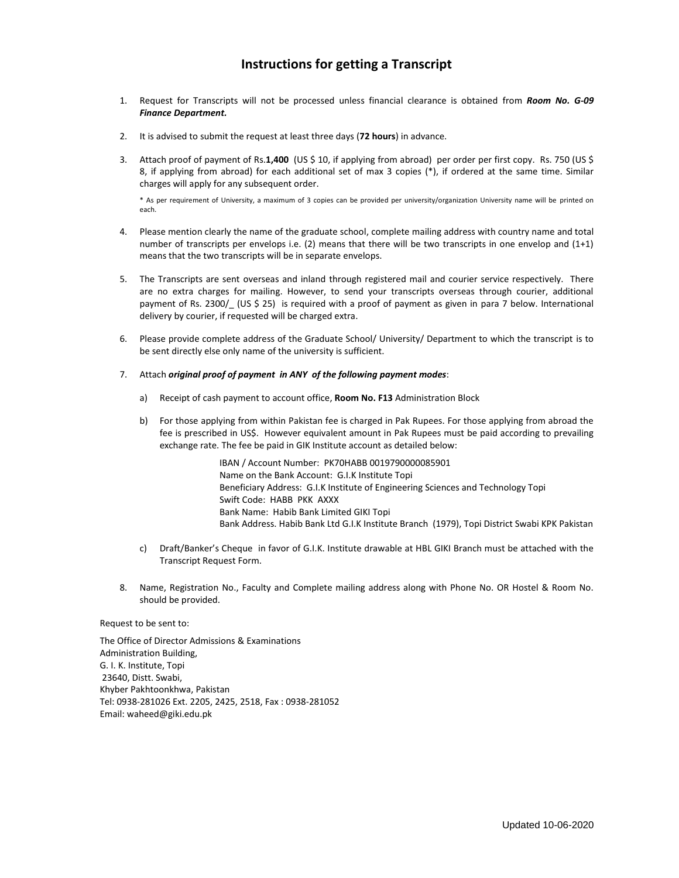# Instructions for getting a Transcript

1. Request for Transcripts will not be processed unless financial clearance is obtained from ***Room No. G-09 Finance Department.***

2. It is advised to submit the request at least three days (**72 hours**) in advance.

3. Attach proof of payment of Rs.**1,400** (US $ 10, if applying from abroad) per order per first copy. Rs. 750 (US $ 8, if applying from abroad) for each additional set of max 3 copies (*), if ordered at the same time. Similar charges will apply for any subsequent order.

   * As per requirement of University, a maximum of 3 copies can be provided per university/organization University name will be printed on each.

4. Please mention clearly the name of the graduate school, complete mailing address with country name and total number of transcripts per envelops i.e. (2) means that there will be two transcripts in one envelop and (1+1) means that the two transcripts will be in separate envelops.

5. The Transcripts are sent overseas and inland through registered mail and courier service respectively. There are no extra charges for mailing. However, to send your transcripts overseas through courier, additional payment of Rs. 2300/_ (US $ 25) is required with a proof of payment as given in para 7 below. International delivery by courier, if requested will be charged extra.

6. Please provide complete address of the Graduate School/ University/ Department to which the transcript is to be sent directly else only name of the university is sufficient.

7. Attach ***original proof of payment in ANY of the following payment modes***:

   a) Receipt of cash payment to account office, **Room No. F13** Administration Block

   b) For those applying from within Pakistan fee is charged in Pak Rupees. For those applying from abroad the fee is prescribed in US$. However equivalent amount in Pak Rupees must be paid according to prevailing exchange rate. The fee be paid in GIK Institute account as detailed below:

      IBAN / Account Number: PK70HABB 0019790000085901
      Name on the Bank Account: G.I.K Institute Topi
      Beneficiary Address: G.I.K Institute of Engineering Sciences and Technology Topi
      Swift Code: HABB PKK AXXX
      Bank Name: Habib Bank Limited GIKI Topi
      Bank Address. Habib Bank Ltd G.I.K Institute Branch (1979), Topi District Swabi KPK Pakistan

   c) Draft/Banker's Cheque in favor of G.I.K. Institute drawable at HBL GIKI Branch must be attached with the Transcript Request Form.

8. Name, Registration No., Faculty and Complete mailing address along with Phone No. OR Hostel & Room No. should be provided.

Request to be sent to:

The Office of Director Admissions & Examinations
Administration Building,
G. I. K. Institute, Topi
23640, Distt. Swabi,
Khyber Pakhtoonkhwa, Pakistan
Tel: 0938-281026 Ext. 2205, 2425, 2518, Fax : 0938-281052
Email: waheed@giki.edu.pk

Updated 10-06-2020